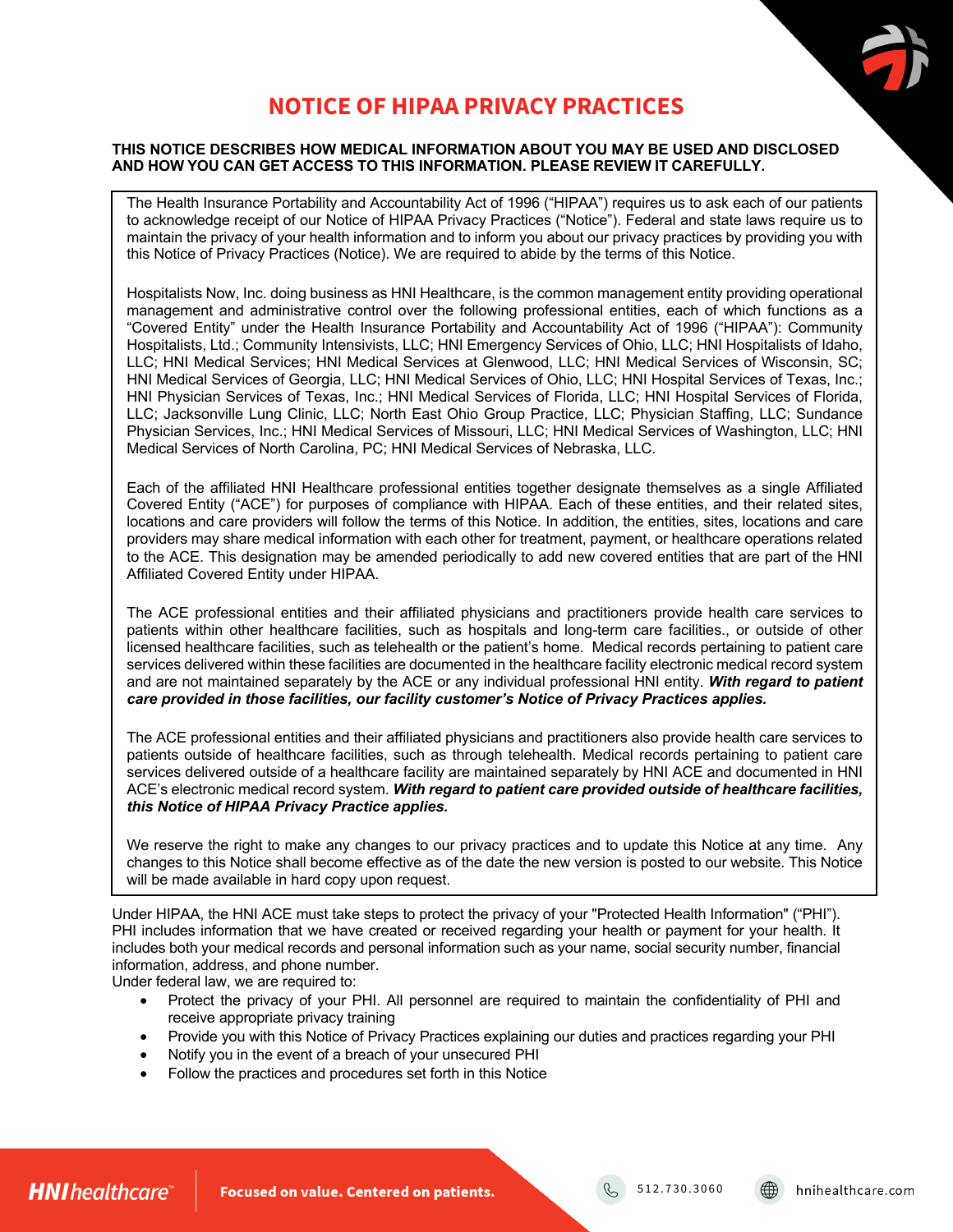# NOTICE OF HIPAA PRIVACY PRACTICES

**THIS NOTICE DESCRIBES HOW MEDICAL INFORMATION ABOUT YOU MAY BE USED AND DISCLOSED AND HOW YOU CAN GET ACCESS TO THIS INFORMATION. PLEASE REVIEW IT CAREFULLY.**

The Health Insurance Portability and Accountability Act of 1996 ("HIPAA") requires us to ask each of our patients to acknowledge receipt of our Notice of HIPAA Privacy Practices ("Notice"). Federal and state laws require us to maintain the privacy of your health information and to inform you about our privacy practices by providing you with this Notice of Privacy Practices (Notice). We are required to abide by the terms of this Notice.

Hospitalists Now, Inc. doing business as HNI Healthcare, is the common management entity providing operational management and administrative control over the following professional entities, each of which functions as a "Covered Entity" under the Health Insurance Portability and Accountability Act of 1996 ("HIPAA"): Community Hospitalists, Ltd.; Community Intensivists, LLC; HNI Emergency Services of Ohio, LLC; HNI Hospitalists of Idaho, LLC; HNI Medical Services; HNI Medical Services at Glenwood, LLC; HNI Medical Services of Wisconsin, SC; HNI Medical Services of Georgia, LLC; HNI Medical Services of Ohio, LLC; HNI Hospital Services of Texas, Inc.; HNI Physician Services of Texas, Inc.; HNI Medical Services of Florida, LLC; HNI Hospital Services of Florida, LLC; Jacksonville Lung Clinic, LLC; North East Ohio Group Practice, LLC; Physician Staffing, LLC; Sundance Physician Services, Inc.; HNI Medical Services of Missouri, LLC; HNI Medical Services of Washington, LLC; HNI Medical Services of North Carolina, PC; HNI Medical Services of Nebraska, LLC.

Each of the affiliated HNI Healthcare professional entities together designate themselves as a single Affiliated Covered Entity ("ACE") for purposes of compliance with HIPAA. Each of these entities, and their related sites, locations and care providers will follow the terms of this Notice. In addition, the entities, sites, locations and care providers may share medical information with each other for treatment, payment, or healthcare operations related to the ACE. This designation may be amended periodically to add new covered entities that are part of the HNI Affiliated Covered Entity under HIPAA.

The ACE professional entities and their affiliated physicians and practitioners provide health care services to patients within other healthcare facilities, such as hospitals and long-term care facilities., or outside of other licensed healthcare facilities, such as telehealth or the patient's home. Medical records pertaining to patient care services delivered within these facilities are documented in the healthcare facility electronic medical record system and are not maintained separately by the ACE or any individual professional HNI entity. ***With regard to patient care provided in those facilities, our facility customer's Notice of Privacy Practices applies.***

The ACE professional entities and their affiliated physicians and practitioners also provide health care services to patients outside of healthcare facilities, such as through telehealth. Medical records pertaining to patient care services delivered outside of a healthcare facility are maintained separately by HNI ACE and documented in HNI ACE's electronic medical record system. ***With regard to patient care provided outside of healthcare facilities, this Notice of HIPAA Privacy Practice applies.***

We reserve the right to make any changes to our privacy practices and to update this Notice at any time. Any changes to this Notice shall become effective as of the date the new version is posted to our website. This Notice will be made available in hard copy upon request.

Under HIPAA, the HNI ACE must take steps to protect the privacy of your "Protected Health Information" ("PHI"). PHI includes information that we have created or received regarding your health or payment for your health. It includes both your medical records and personal information such as your name, social security number, financial information, address, and phone number.

Under federal law, we are required to:

- Protect the privacy of your PHI. All personnel are required to maintain the confidentiality of PHI and receive appropriate privacy training
- Provide you with this Notice of Privacy Practices explaining our duties and practices regarding your PHI
- Notify you in the event of a breach of your unsecured PHI
- Follow the practices and procedures set forth in this Notice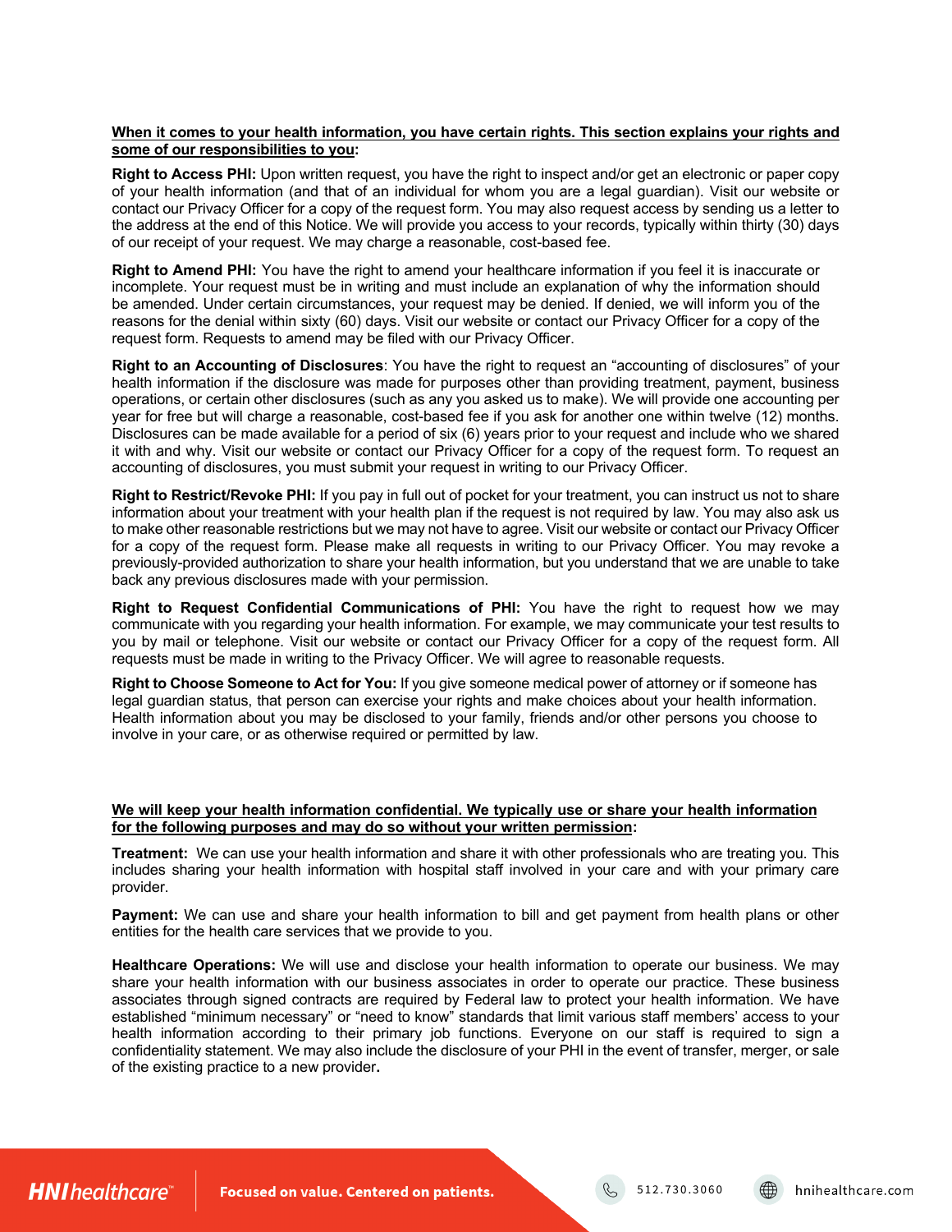**When it comes to your health information, you have certain rights. This section explains your rights and some of our responsibilities to you:**

**Right to Access PHI:** Upon written request, you have the right to inspect and/or get an electronic or paper copy of your health information (and that of an individual for whom you are a legal guardian). Visit our website or contact our Privacy Officer for a copy of the request form. You may also request access by sending us a letter to the address at the end of this Notice. We will provide you access to your records, typically within thirty (30) days of our receipt of your request. We may charge a reasonable, cost-based fee.

**Right to Amend PHI:** You have the right to amend your healthcare information if you feel it is inaccurate or incomplete. Your request must be in writing and must include an explanation of why the information should be amended. Under certain circumstances, your request may be denied. If denied, we will inform you of the reasons for the denial within sixty (60) days. Visit our website or contact our Privacy Officer for a copy of the request form. Requests to amend may be filed with our Privacy Officer.

**Right to an Accounting of Disclosures**: You have the right to request an "accounting of disclosures" of your health information if the disclosure was made for purposes other than providing treatment, payment, business operations, or certain other disclosures (such as any you asked us to make). We will provide one accounting per year for free but will charge a reasonable, cost-based fee if you ask for another one within twelve (12) months. Disclosures can be made available for a period of six (6) years prior to your request and include who we shared it with and why. Visit our website or contact our Privacy Officer for a copy of the request form. To request an accounting of disclosures, you must submit your request in writing to our Privacy Officer.

**Right to Restrict/Revoke PHI:** If you pay in full out of pocket for your treatment, you can instruct us not to share information about your treatment with your health plan if the request is not required by law. You may also ask us to make other reasonable restrictions but we may not have to agree. Visit our website or contact our Privacy Officer for a copy of the request form. Please make all requests in writing to our Privacy Officer. You may revoke a previously-provided authorization to share your health information, but you understand that we are unable to take back any previous disclosures made with your permission.

**Right to Request Confidential Communications of PHI:** You have the right to request how we may communicate with you regarding your health information. For example, we may communicate your test results to you by mail or telephone. Visit our website or contact our Privacy Officer for a copy of the request form. All requests must be made in writing to the Privacy Officer. We will agree to reasonable requests.

**Right to Choose Someone to Act for You:** If you give someone medical power of attorney or if someone has legal guardian status, that person can exercise your rights and make choices about your health information. Health information about you may be disclosed to your family, friends and/or other persons you choose to involve in your care, or as otherwise required or permitted by law.

**We will keep your health information confidential. We typically use or share your health information for the following purposes and may do so without your written permission:**

**Treatment:** We can use your health information and share it with other professionals who are treating you. This includes sharing your health information with hospital staff involved in your care and with your primary care provider.

**Payment:** We can use and share your health information to bill and get payment from health plans or other entities for the health care services that we provide to you.

**Healthcare Operations:** We will use and disclose your health information to operate our business. We may share your health information with our business associates in order to operate our practice. These business associates through signed contracts are required by Federal law to protect your health information. We have established "minimum necessary" or "need to know" standards that limit various staff members' access to your health information according to their primary job functions. Everyone on our staff is required to sign a confidentiality statement. We may also include the disclosure of your PHI in the event of transfer, merger, or sale of the existing practice to a new provider.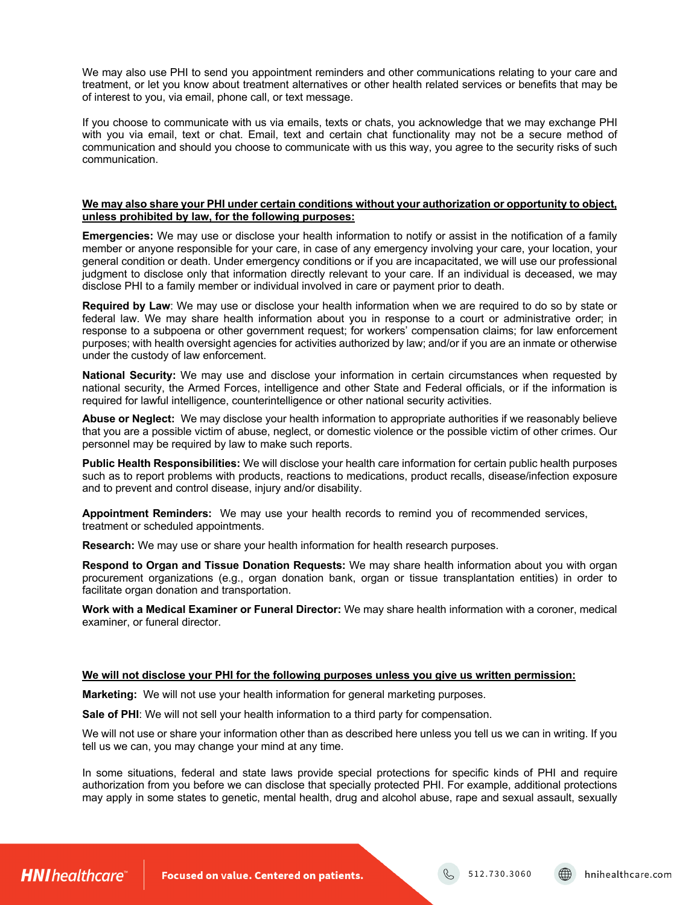We may also use PHI to send you appointment reminders and other communications relating to your care and treatment, or let you know about treatment alternatives or other health related services or benefits that may be of interest to you, via email, phone call, or text message.

If you choose to communicate with us via emails, texts or chats, you acknowledge that we may exchange PHI with you via email, text or chat. Email, text and certain chat functionality may not be a secure method of communication and should you choose to communicate with us this way, you agree to the security risks of such communication.

**We may also share your PHI under certain conditions without your authorization or opportunity to object, unless prohibited by law, for the following purposes:**

**Emergencies:** We may use or disclose your health information to notify or assist in the notification of a family member or anyone responsible for your care, in case of any emergency involving your care, your location, your general condition or death. Under emergency conditions or if you are incapacitated, we will use our professional judgment to disclose only that information directly relevant to your care. If an individual is deceased, we may disclose PHI to a family member or individual involved in care or payment prior to death.

**Required by Law**: We may use or disclose your health information when we are required to do so by state or federal law. We may share health information about you in response to a court or administrative order; in response to a subpoena or other government request; for workers' compensation claims; for law enforcement purposes; with health oversight agencies for activities authorized by law; and/or if you are an inmate or otherwise under the custody of law enforcement.

**National Security:** We may use and disclose your information in certain circumstances when requested by national security, the Armed Forces, intelligence and other State and Federal officials, or if the information is required for lawful intelligence, counterintelligence or other national security activities.

**Abuse or Neglect:** We may disclose your health information to appropriate authorities if we reasonably believe that you are a possible victim of abuse, neglect, or domestic violence or the possible victim of other crimes. Our personnel may be required by law to make such reports.

**Public Health Responsibilities:** We will disclose your health care information for certain public health purposes such as to report problems with products, reactions to medications, product recalls, disease/infection exposure and to prevent and control disease, injury and/or disability.

**Appointment Reminders:** We may use your health records to remind you of recommended services, treatment or scheduled appointments.

**Research:** We may use or share your health information for health research purposes.

**Respond to Organ and Tissue Donation Requests:** We may share health information about you with organ procurement organizations (e.g., organ donation bank, organ or tissue transplantation entities) in order to facilitate organ donation and transportation.

**Work with a Medical Examiner or Funeral Director:** We may share health information with a coroner, medical examiner, or funeral director.

**We will not disclose your PHI for the following purposes unless you give us written permission:**

**Marketing:** We will not use your health information for general marketing purposes.

**Sale of PHI**: We will not sell your health information to a third party for compensation.

We will not use or share your information other than as described here unless you tell us we can in writing. If you tell us we can, you may change your mind at any time.

In some situations, federal and state laws provide special protections for specific kinds of PHI and require authorization from you before we can disclose that specially protected PHI. For example, additional protections may apply in some states to genetic, mental health, drug and alcohol abuse, rape and sexual assault, sexually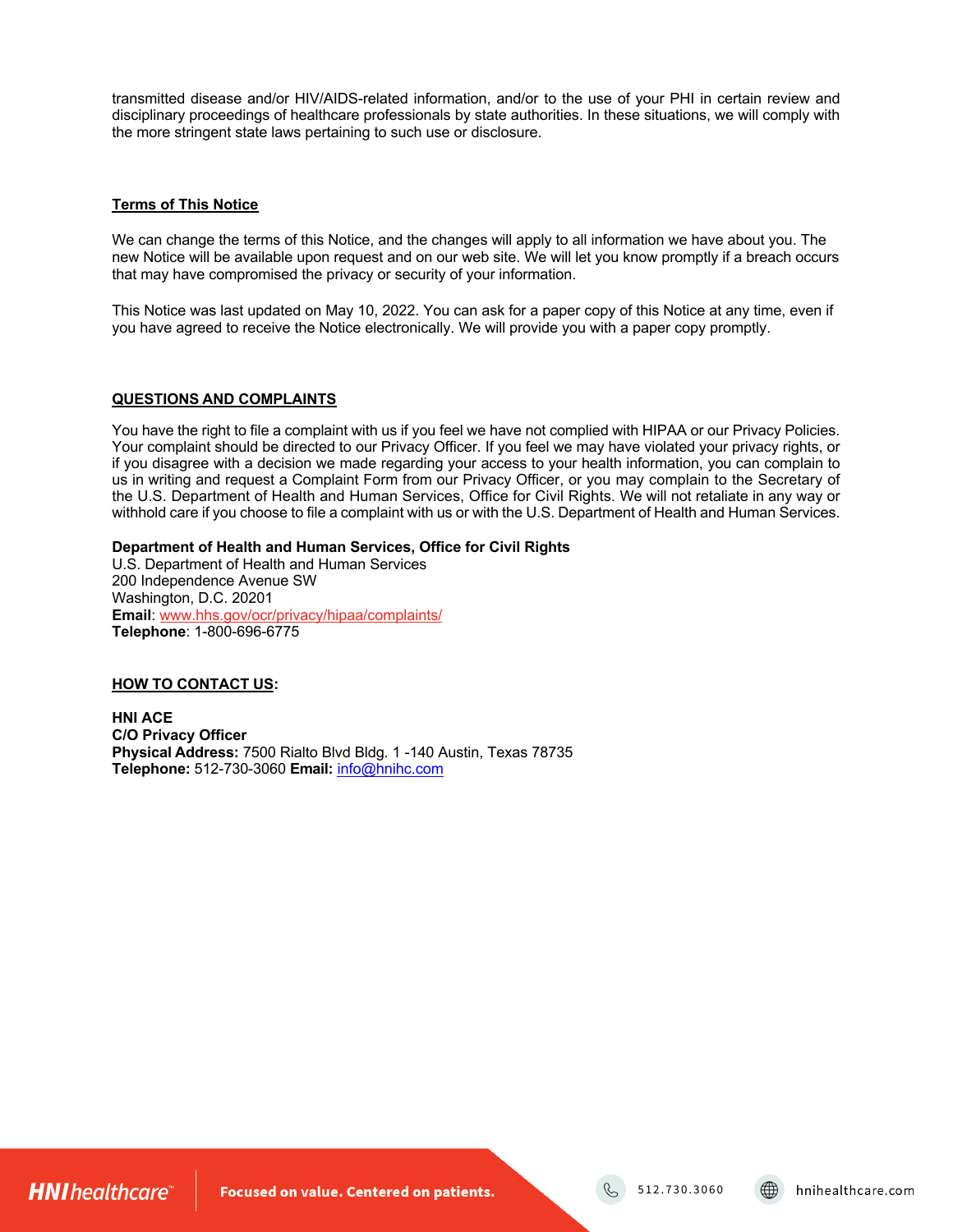transmitted disease and/or HIV/AIDS-related information, and/or to the use of your PHI in certain review and disciplinary proceedings of healthcare professionals by state authorities. In these situations, we will comply with the more stringent state laws pertaining to such use or disclosure.

## Terms of This Notice

We can change the terms of this Notice, and the changes will apply to all information we have about you. The new Notice will be available upon request and on our web site. We will let you know promptly if a breach occurs that may have compromised the privacy or security of your information.

This Notice was last updated on May 10, 2022. You can ask for a paper copy of this Notice at any time, even if you have agreed to receive the Notice electronically. We will provide you with a paper copy promptly.

## QUESTIONS AND COMPLAINTS

You have the right to file a complaint with us if you feel we have not complied with HIPAA or our Privacy Policies. Your complaint should be directed to our Privacy Officer. If you feel we may have violated your privacy rights, or if you disagree with a decision we made regarding your access to your health information, you can complain to us in writing and request a Complaint Form from our Privacy Officer, or you may complain to the Secretary of the U.S. Department of Health and Human Services, Office for Civil Rights. We will not retaliate in any way or withhold care if you choose to file a complaint with us or with the U.S. Department of Health and Human Services.

**Department of Health and Human Services, Office for Civil Rights**
U.S. Department of Health and Human Services
200 Independence Avenue SW
Washington, D.C. 20201
**Email**: www.hhs.gov/ocr/privacy/hipaa/complaints/
**Telephone**: 1-800-696-6775

## HOW TO CONTACT US:

**HNI ACE**
**C/O Privacy Officer**
**Physical Address:** 7500 Rialto Blvd Bldg. 1 -140 Austin, Texas 78735
**Telephone:** 512-730-3060 **Email:** info@hnihc.com